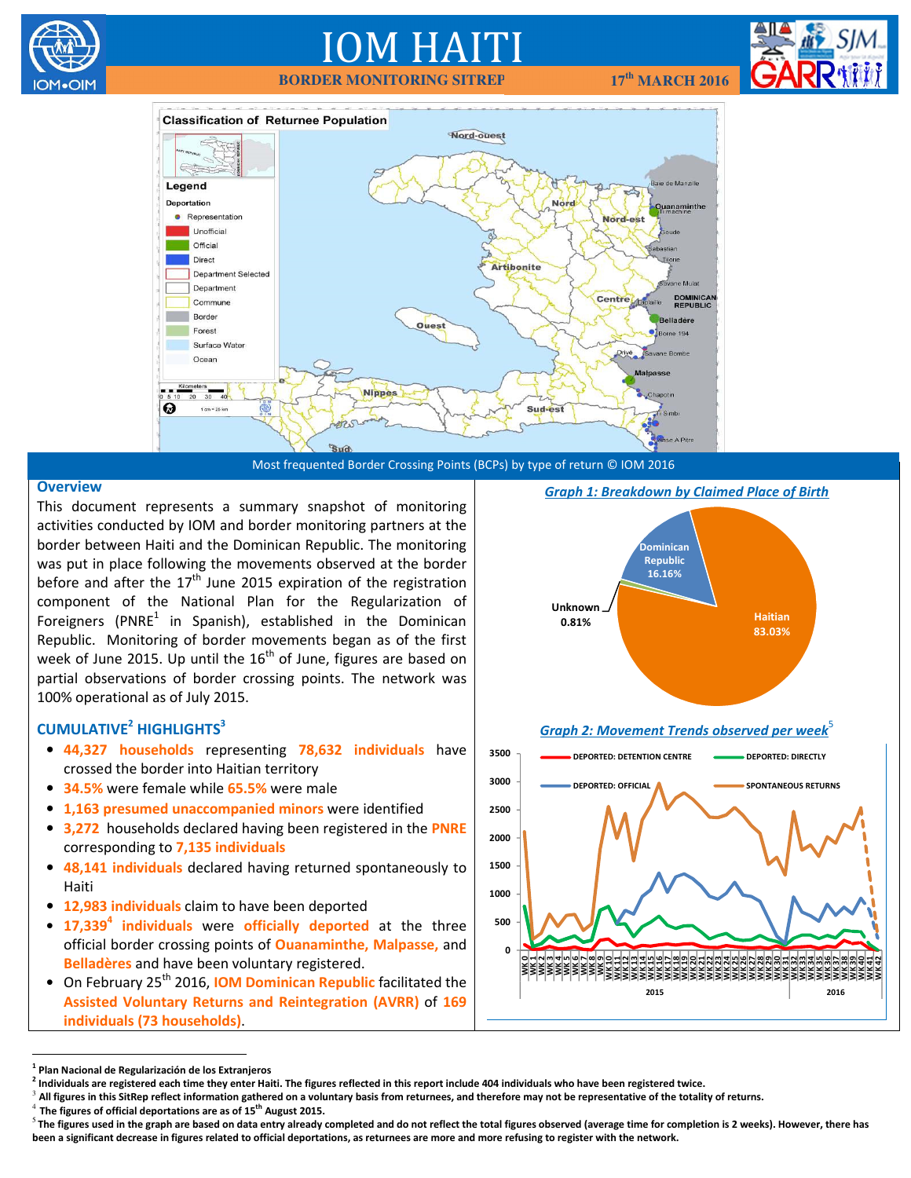# IOM HAITI

**BORDER MONITORING SITREP** **17th MARCH 2016**

Most frequented Border Crossing Points (BCPs) by type of return © IOM 2016

## Overview

This document represents a summary snapshot of monitoring activities conducted by IOM and border monitoring partners at the border between Haiti and the Dominican Republic. The monitoring was put in place following the movements observed at the border before and after the 17th June 2015 expiration of the registration component of the National Plan for the Regularization of Foreigners (PNRE[1] in Spanish), established in the Dominican Republic. Monitoring of border movements began as of the first week of June 2015. Up until the 16th of June, figures are based on partial observations of border crossing points. The network was 100% operational as of July 2015.

## CUMULATIVE[2] HIGHLIGHTS[3]

- **44,327 households** representing **78,632 individuals** have crossed the border into Haitian territory
- **34.5%** were female while **65.5%** were male
- **1,163 presumed unaccompanied minors** were identified
- **3,272** households declared having been registered in the **PNRE** corresponding to **7,135 individuals**
- **48,141 individuals** declared having returned spontaneously to Haiti
- **12,983 individuals** claim to have been deported
- **17,339[4] individuals** were **officially deported** at the three official border crossing points of **Ouanaminthe, Malpasse,** and **Belladères** and have been voluntary registered.
- On February 25th 2016, **IOM Dominican Republic** facilitated the **Assisted Voluntary Returns and Reintegration (AVRR)** of **169 individuals (73 households)**.

*Graph 1: Breakdown by Claimed Place of Birth*

| Place of Birth | Percentage |
|---|---|
| Haitian | 83.03% |
| Dominican Republic | 16.16% |
| Unknown | 0.81% |

*Graph 2: Movement Trends observed per week[5]*

---

[1] Plan Nacional de Regularización de los Extranjeros

[2] Individuals are registered each time they enter Haiti. The figures reflected in this report include 404 individuals who have been registered twice.

[3] All figures in this SitRep reflect information gathered on a voluntary basis from returnees, and therefore may not be representative of the totality of returns.

[4] The figures of official deportations are as of 15th August 2015.

[5] The figures used in the graph are based on data entry already completed and do not reflect the total figures observed (average time for completion is 2 weeks). However, there has been a significant decrease in figures related to official deportations, as returnees are more and more refusing to register with the network.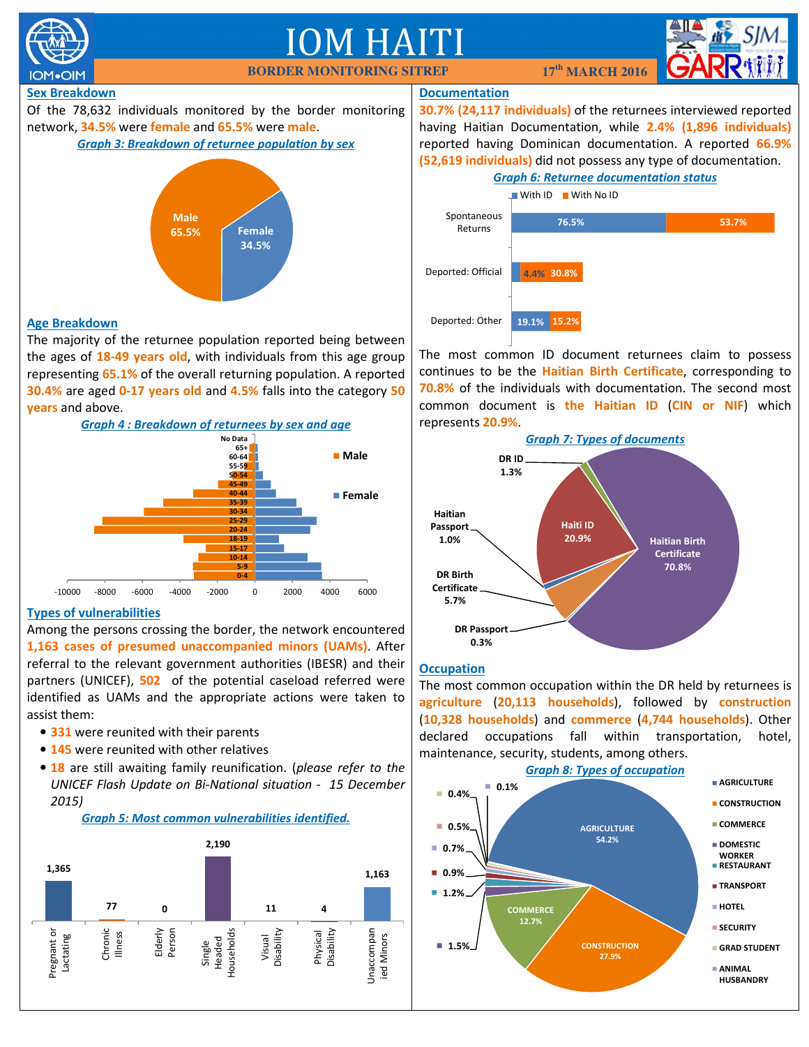# IOM HAITI

**BORDER MONITORING SITREP** **17th MARCH 2016**

## Sex Breakdown

Of the 78,632 individuals monitored by the border monitoring network, **34.5%** were **female** and **65.5%** were **male**.

***Graph 3: Breakdown of returnee population by sex***

| Sex | Share |
|---|---|
| Male | 65.5% |
| Female | 34.5% |

## Age Breakdown

The majority of the returnee population reported being between the ages of **18-49 years old**, with individuals from this age group representing **65.1%** of the overall returning population. A reported **30.4%** are aged **0-17 years old** and **4.5%** falls into the category **50 years** and above.

***Graph 4 : Breakdown of returnees by sex and age***

## Types of vulnerabilities

Among the persons crossing the border, the network encountered **1,163 cases of presumed unaccompanied minors (UAMs)**. After referral to the relevant government authorities (IBESR) and their partners (UNICEF), **502** of the potential caseload referred were identified as UAMs and the appropriate actions were taken to assist them:

- **331** were reunited with their parents
- **145** were reunited with other relatives
- **18** are still awaiting family reunification. (*please refer to the UNICEF Flash Update on Bi-National situation - 15 December 2015)*

***Graph 5: Most common vulnerabilities identified.***

| Vulnerability | Cases |
|---|---|
| Pregnant or Lactating | 1,365 |
| Chronic Illness | 77 |
| Elderly Person | 0 |
| Single Headed Households | 2,190 |
| Visual Disability | 11 |
| Physical Disability | 4 |
| Unaccompanied Minors | 1,163 |

## Documentation

**30.7% (24,117 individuals)** of the returnees interviewed reported having Haitian Documentation, while **2.4% (1,896 individuals)** reported having Dominican documentation. A reported **66.9% (52,619 individuals)** did not possess any type of documentation.

***Graph 6: Returnee documentation status***

| | With ID | With No ID |
|---|---|---|
| Spontaneous Returns | 76.5% | 53.7% |
| Deported: Official | 4.4% | 30.8% |
| Deported: Other | 19.1% | 15.2% |

The most common ID document returnees claim to possess continues to be the **Haitian Birth Certificate**, corresponding to **70.8%** of the individuals with documentation. The second most common document is **the Haitian ID** (**CIN or NIF**) which represents **20.9%**.

***Graph 7: Types of documents***

| Document | Share |
|---|---|
| Haitian Birth Certificate | 70.8% |
| Haiti ID | 20.9% |
| DR Birth Certificate | 5.7% |
| DR ID | 1.3% |
| Haitian Passport | 1.0% |
| DR Passport | 0.3% |

## Occupation

The most common occupation within the DR held by returnees is **agriculture** (**20,113 households**), followed by **construction** (**10,328 households**) and **commerce** (**4,744 households**). Other declared occupations fall within transportation, hotel, maintenance, security, students, among others.

***Graph 8: Types of occupation***

| Occupation | Share |
|---|---|
| Agriculture | 54.2% |
| Construction | 27.9% |
| Commerce | 12.7% |
| Domestic Worker | 1.5% |
| Restaurant | 1.2% |
| Transport | 0.9% |
| Hotel | 0.7% |
| Security | 0.5% |
| Grad Student | 0.4% |
| Animal Husbandry | 0.1% |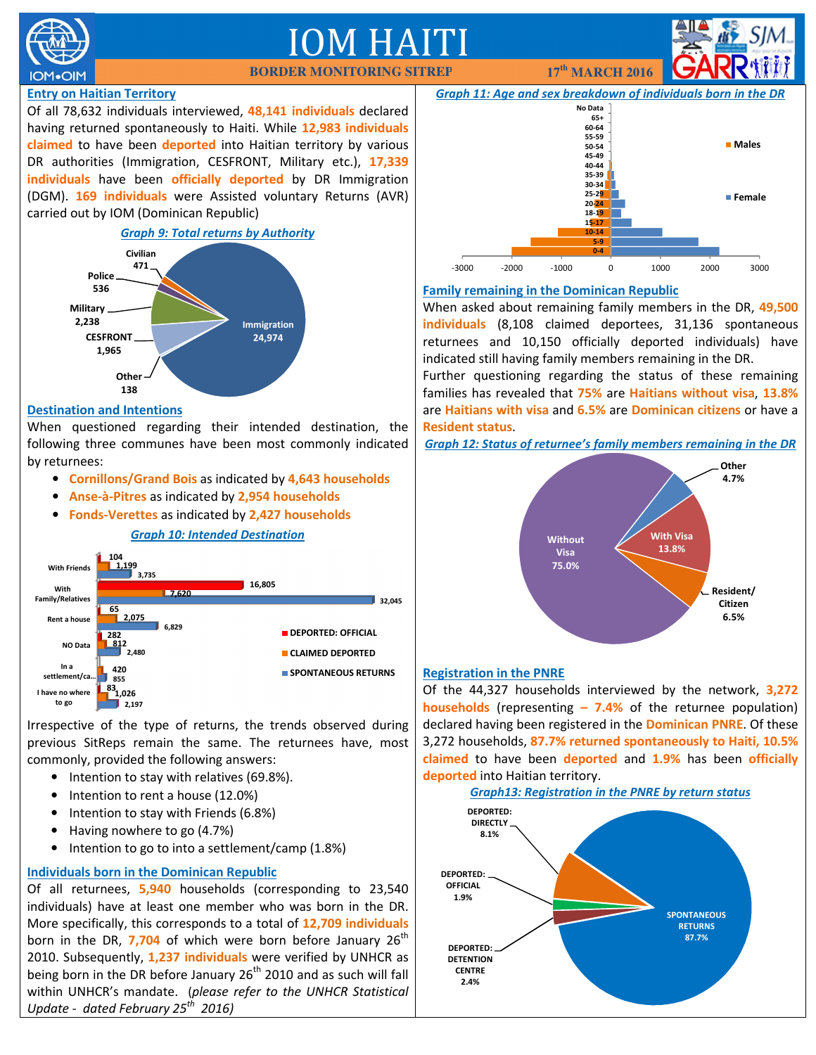# IOM HAITI

**BORDER MONITORING SITREP** — **17th MARCH 2016**

## Entry on Haitian Territory

Of all 78,632 individuals interviewed, **48,141 individuals** declared having returned spontaneously to Haiti. While **12,983 individuals claimed** to have been **deported** into Haitian territory by various DR authorities (Immigration, CESFRONT, Military etc.), **17,339 individuals** have been **officially deported** by DR Immigration (DGM). **169 individuals** were Assisted voluntary Returns (AVR) carried out by IOM (Dominican Republic)

*Graph 9: Total returns by Authority*

| Authority | Returns |
|---|---|
| Immigration | 24,974 |
| Military | 2,238 |
| CESFRONT | 1,965 |
| Police | 536 |
| Civilian | 471 |
| Other | 138 |

## Destination and Intentions

When questioned regarding their intended destination, the following three communes have been most commonly indicated by returnees:

- **Cornillons/Grand Bois** as indicated by **4,643 households**
- **Anse-à-Pitres** as indicated by **2,954 households**
- **Fonds-Verettes** as indicated by **2,427 households**

*Graph 10: Intended Destination*

| | Deported: Official | Claimed Deported | Spontaneous Returns |
|---|---|---|---|
| With Friends | 104 | 1,199 | 3,735 |
| With Family/Relatives | 16,805 | 7,620 | 32,045 |
| Rent a house | 65 | 2,075 | 6,829 |
| NO Data | 282 | 812 | 2,480 |
| In a settlement/ca... | | 420 | 855 |
| I have no where to go | 83 | 1,026 | 2,197 |

Irrespective of the type of returns, the trends observed during previous SitReps remain the same. The returnees have, most commonly, provided the following answers:

- Intention to stay with relatives (69.8%).
- Intention to rent a house (12.0%)
- Intention to stay with Friends (6.8%)
- Having nowhere to go (4.7%)
- Intention to go to into a settlement/camp (1.8%)

## Individuals born in the Dominican Republic

Of all returnees, **5,940** households (corresponding to 23,540 individuals) have at least one member who was born in the DR. More specifically, this corresponds to a total of **12,709 individuals** born in the DR, **7,704** of which were born before January 26th 2010. Subsequently, **1,237 individuals** were verified by UNHCR as being born in the DR before January 26th 2010 and as such will fall within UNHCR's mandate. (*please refer to the UNHCR Statistical Update - dated February 25th 2016)*

*Graph 11: Age and sex breakdown of individuals born in the DR*

Age groups: No Data, 65+, 60-64, 55-59, 50-54, 45-49, 40-44, 35-39, 30-34, 25-29, 20-24, 18-19, 15-17, 10-14, 5-9, 0-4 (Males / Female; axis -3000 to 3000)

## Family remaining in the Dominican Republic

When asked about remaining family members in the DR, **49,500 individuals** (8,108 claimed deportees, 31,136 spontaneous returnees and 10,150 officially deported individuals) have indicated still having family members remaining in the DR.

Further questioning regarding the status of these remaining families has revealed that **75%** are **Haitians without visa**, **13.8%** are **Haitians with visa** and **6.5%** are **Dominican citizens** or have a **Resident status**.

*Graph 12: Status of returnee's family members remaining in the DR*

| Status | % |
|---|---|
| Without Visa | 75.0% |
| With Visa | 13.8% |
| Resident/Citizen | 6.5% |
| Other | 4.7% |

## Registration in the PNRE

Of the 44,327 households interviewed by the network, **3,272 households** (representing **– 7.4%** of the returnee population) declared having been registered in the **Dominican PNRE**. Of these 3,272 households, **87.7% returned spontaneously to Haiti, 10.5% claimed** to have been **deported** and **1.9%** has been **officially deported** into Haitian territory.

*Graph13: Registration in the PNRE by return status*

| Return status | % |
|---|---|
| Spontaneous Returns | 87.7% |
| Deported: Directly | 8.1% |
| Deported: Detention Centre | 2.4% |
| Deported: Official | 1.9% |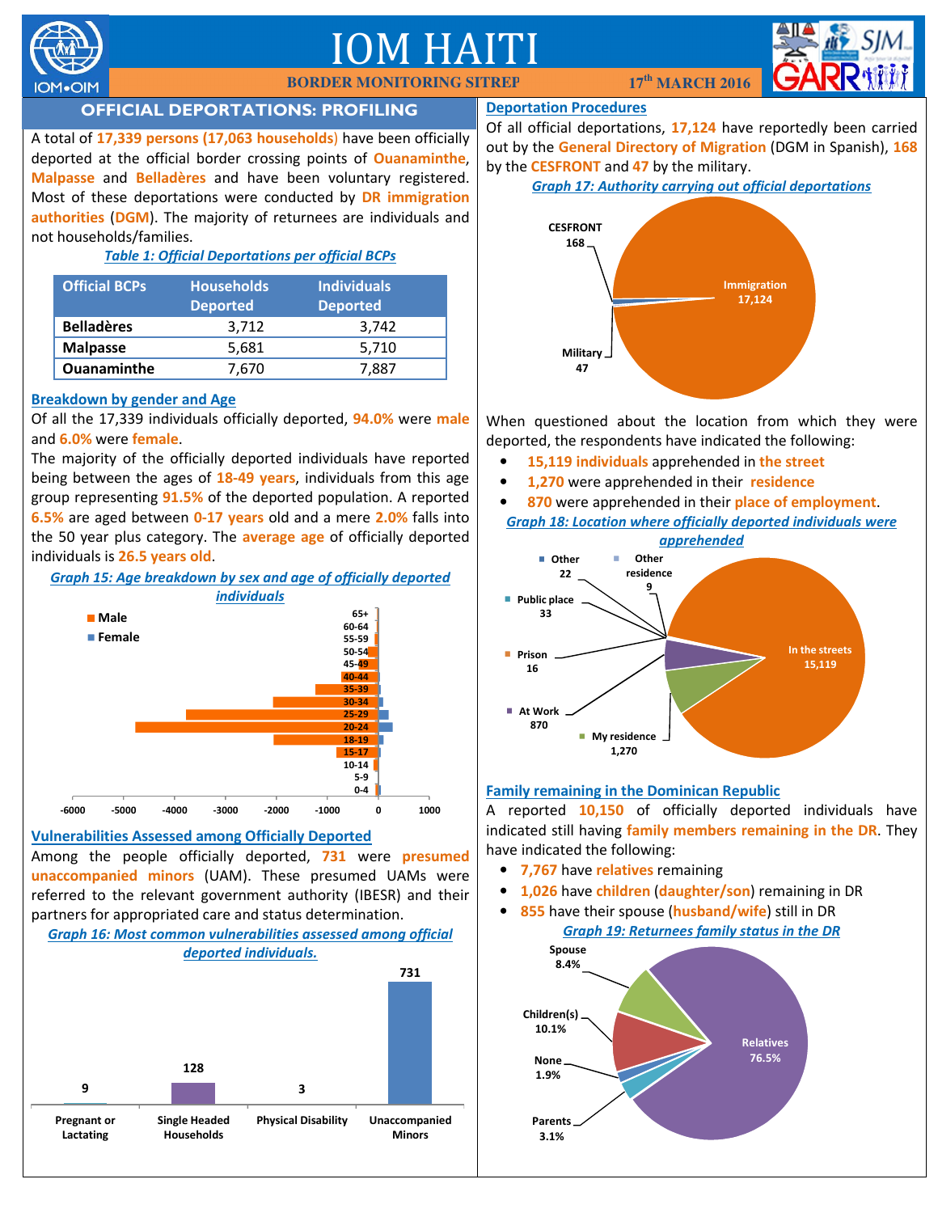## OFFICIAL DEPORTATIONS: PROFILING

A total of **17,339 persons (17,063 households)** have been officially deported at the official border crossing points of **Ouanaminthe**, **Malpasse** and **Belladères** and have been voluntary registered. Most of these deportations were conducted by **DR immigration authorities** (**DGM**). The majority of returnees are individuals and not households/families.

*Table 1: Official Deportations per official BCPs*

| Official BCPs | Households Deported | Individuals Deported |
|---|---|---|
| Belladères | 3,712 | 3,742 |
| Malpasse | 5,681 | 5,710 |
| Ouanaminthe | 7,670 | 7,887 |

### Breakdown by gender and Age

Of all the 17,339 individuals officially deported, **94.0%** were **male** and **6.0%** were **female**.

The majority of the officially deported individuals have reported being between the ages of **18-49 years**, individuals from this age group representing **91.5%** of the deported population. A reported **6.5%** are aged between **0-17 years** old and a mere **2.0%** falls into the 50 year plus category. The **average age** of officially deported individuals is **26.5 years old**.

*Graph 15: Age breakdown by sex and age of officially deported individuals*

### Vulnerabilities Assessed among Officially Deported

Among the people officially deported, **731** were **presumed unaccompanied minors** (UAM). These presumed UAMs were referred to the relevant government authority (IBESR) and their partners for appropriated care and status determination.

*Graph 16: Most common vulnerabilities assessed among official deported individuals.*

| Vulnerability | Number |
|---|---|
| Pregnant or Lactating | 9 |
| Single Headed Households | 128 |
| Physical Disability | 3 |
| Unaccompanied Minors | 731 |

### Deportation Procedures

Of all official deportations, **17,124** have reportedly been carried out by the **General Directory of Migration** (DGM in Spanish), **168** by the **CESFRONT** and **47** by the military.

*Graph 17: Authority carrying out official deportations*

| Authority | Number |
|---|---|
| Immigration | 17,124 |
| CESFRONT | 168 |
| Military | 47 |

When questioned about the location from which they were deported, the respondents have indicated the following:

- **15,119 individuals** apprehended in **the street**
- **1,270** were apprehended in their **residence**
- **870** were apprehended in their **place of employment**.

*Graph 18: Location where officially deported individuals were apprehended*

| Location | Number |
|---|---|
| In the streets | 15,119 |
| My residence | 1,270 |
| At Work | 870 |
| Public place | 33 |
| Other | 22 |
| Prison | 16 |
| Other residence | 9 |

### Family remaining in the Dominican Republic

A reported **10,150** of officially deported individuals have indicated still having **family members remaining in the DR**. They have indicated the following:

- **7,767** have **relatives** remaining
- **1,026** have **children** (**daughter/son**) remaining in DR
- **855** have their spouse (**husband/wife**) still in DR

*Graph 19: Returnees family status in the DR*

| Family status | Percentage |
|---|---|
| Relatives | 76.5% |
| Children(s) | 10.1% |
| Spouse | 8.4% |
| Parents | 3.1% |
| None | 1.9% |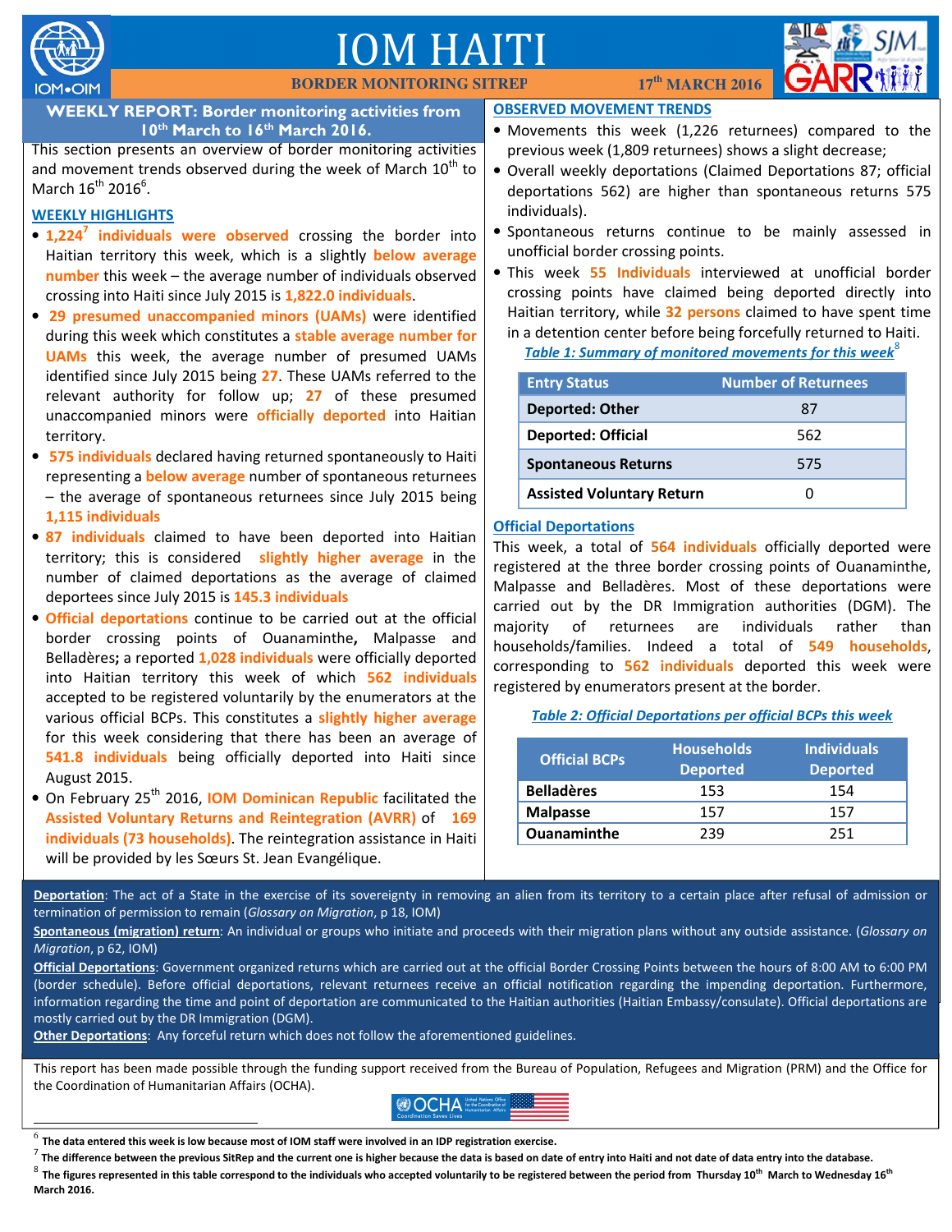# IOM HAITI

**BORDER MONITORING SITREP** — **17th MARCH 2016**

## WEEKLY REPORT: Border monitoring activities from 10th March to 16th March 2016.

This section presents an overview of border monitoring activities and movement trends observed during the week of March 10th to March 16th 2016[6].

### WEEKLY HIGHLIGHTS

- **1,224[7] individuals were observed** crossing the border into Haitian territory this week, which is a slightly **below average number** this week – the average number of individuals observed crossing into Haiti since July 2015 is **1,822.0 individuals**.
- **29 presumed unaccompanied minors (UAMs)** were identified during this week which constitutes a **stable average number for UAMs** this week, the average number of presumed UAMs identified since July 2015 being **27**. These UAMs referred to the relevant authority for follow up; **27** of these presumed unaccompanied minors were **officially deported** into Haitian territory.
- **575 individuals** declared having returned spontaneously to Haiti representing a **below average** number of spontaneous returnees – the average of spontaneous returnees since July 2015 being **1,115 individuals**
- **87 individuals** claimed to have been deported into Haitian territory; this is considered **slightly higher average** in the number of claimed deportations as the average of claimed deportees since July 2015 is **145.3 individuals**
- **Official deportations** continue to be carried out at the official border crossing points of Ouanaminthe**,** Malpasse and Belladères**;** a reported **1,028 individuals** were officially deported into Haitian territory this week of which **562 individuals** accepted to be registered voluntarily by the enumerators at the various official BCPs. This constitutes a **slightly higher average** for this week considering that there has been an average of **541.8 individuals** being officially deported into Haiti since August 2015.
- On February 25th 2016, **IOM Dominican Republic** facilitated the **Assisted Voluntary Returns and Reintegration (AVRR)** of **169 individuals (73 households)**. The reintegration assistance in Haiti will be provided by les Sœurs St. Jean Evangélique.

### OBSERVED MOVEMENT TRENDS

- Movements this week (1,226 returnees) compared to the previous week (1,809 returnees) shows a slight decrease;
- Overall weekly deportations (Claimed Deportations 87; official deportations 562) are higher than spontaneous returns 575 individuals).
- Spontaneous returns continue to be mainly assessed in unofficial border crossing points.
- This week **55 Individuals** interviewed at unofficial border crossing points have claimed being deported directly into Haitian territory, while **32 persons** claimed to have spent time in a detention center before being forcefully returned to Haiti.

*Table 1: Summary of monitored movements for this week*[8]

| Entry Status | Number of Returnees |
|---|---|
| **Deported: Other** | 87 |
| **Deported: Official** | 562 |
| **Spontaneous Returns** | 575 |
| **Assisted Voluntary Return** | 0 |

### Official Deportations

This week, a total of **564 individuals** officially deported were registered at the three border crossing points of Ouanaminthe, Malpasse and Belladères. Most of these deportations were carried out by the DR Immigration authorities (DGM). The majority of returnees are individuals rather than households/families. Indeed a total of **549 households**, corresponding to **562 individuals** deported this week were registered by enumerators present at the border.

*Table 2: Official Deportations per official BCPs this week*

| Official BCPs | Households Deported | Individuals Deported |
|---|---|---|
| **Belladères** | 153 | 154 |
| **Malpasse** | 157 | 157 |
| **Ouanaminthe** | 239 | 251 |

**Deportation**: The act of a State in the exercise of its sovereignty in removing an alien from its territory to a certain place after refusal of admission or termination of permission to remain (*Glossary on Migration*, p 18, IOM)

**Spontaneous (migration) return**: An individual or groups who initiate and proceeds with their migration plans without any outside assistance. (*Glossary on Migration*, p 62, IOM)

**Official Deportations**: Government organized returns which are carried out at the official Border Crossing Points between the hours of 8:00 AM to 6:00 PM (border schedule). Before official deportations, relevant returnees receive an official notification regarding the impending deportation. Furthermore, information regarding the time and point of deportation are communicated to the Haitian authorities (Haitian Embassy/consulate). Official deportations are mostly carried out by the DR Immigration (DGM).

**Other Deportations**: Any forceful return which does not follow the aforementioned guidelines.

This report has been made possible through the funding support received from the Bureau of Population, Refugees and Migration (PRM) and the Office for the Coordination of Humanitarian Affairs (OCHA).

[6] **The data entered this week is low because most of IOM staff were involved in an IDP registration exercise.**

[7] **The difference between the previous SitRep and the current one is higher because the data is based on date of entry into Haiti and not date of data entry into the database.**

[8] **The figures represented in this table correspond to the individuals who accepted voluntarily to be registered between the period from Thursday 10th March to Wednesday 16th March 2016.**